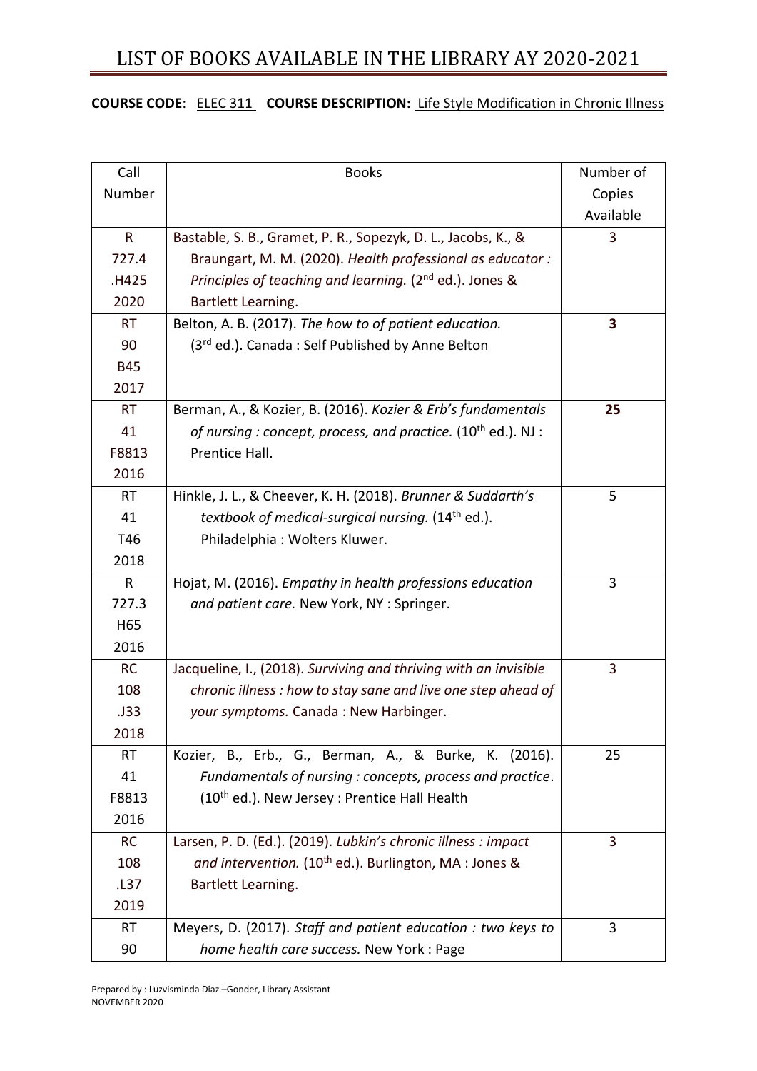# LIST OF BOOKS AVAILABLE IN THE LIBRARY AY 2020-2021

**COURSE CODE**: ELEC 311 **COURSE DESCRIPTION:** Life Style Modification in Chronic Illness

| Call Number | Books | Number of Copies Available |
|---|---|---|
| R 727.4 .H425 2020 | Bastable, S. B., Gramet, P. R., Sopezyk, D. L., Jacobs, K., & Braungart, M. M. (2020). *Health professional as educator : Principles of teaching and learning.* (2nd ed.). Jones & Bartlett Learning. | 3 |
| RT 90 B45 2017 | Belton, A. B. (2017). *The how to of patient education.* (3rd ed.). Canada : Self Published by Anne Belton | **3** |
| RT 41 F8813 2016 | Berman, A., & Kozier, B. (2016). *Kozier & Erb's fundamentals of nursing : concept, process, and practice.* (10th ed.). NJ : Prentice Hall. | **25** |
| RT 41 T46 2018 | Hinkle, J. L., & Cheever, K. H. (2018). *Brunner & Suddarth's textbook of medical-surgical nursing.* (14th ed.). Philadelphia : Wolters Kluwer. | 5 |
| R 727.3 H65 2016 | Hojat, M. (2016). *Empathy in health professions education and patient care.* New York, NY : Springer. | 3 |
| RC 108 .J33 2018 | Jacqueline, I., (2018). *Surviving and thriving with an invisible chronic illness : how to stay sane and live one step ahead of your symptoms.* Canada : New Harbinger. | 3 |
| RT 41 F8813 2016 | Kozier, B., Erb., G., Berman, A., & Burke, K. (2016). *Fundamentals of nursing : concepts, process and practice*. (10th ed.). New Jersey : Prentice Hall Health | 25 |
| RC 108 .L37 2019 | Larsen, P. D. (Ed.). (2019). *Lubkin's chronic illness : impact and intervention.* (10th ed.). Burlington, MA : Jones & Bartlett Learning. | 3 |
| RT 90 | Meyers, D. (2017). *Staff and patient education : two keys to home health care success.* New York : Page | 3 |

Prepared by : Luzvisminda Diaz –Gonder, Library Assistant
NOVEMBER 2020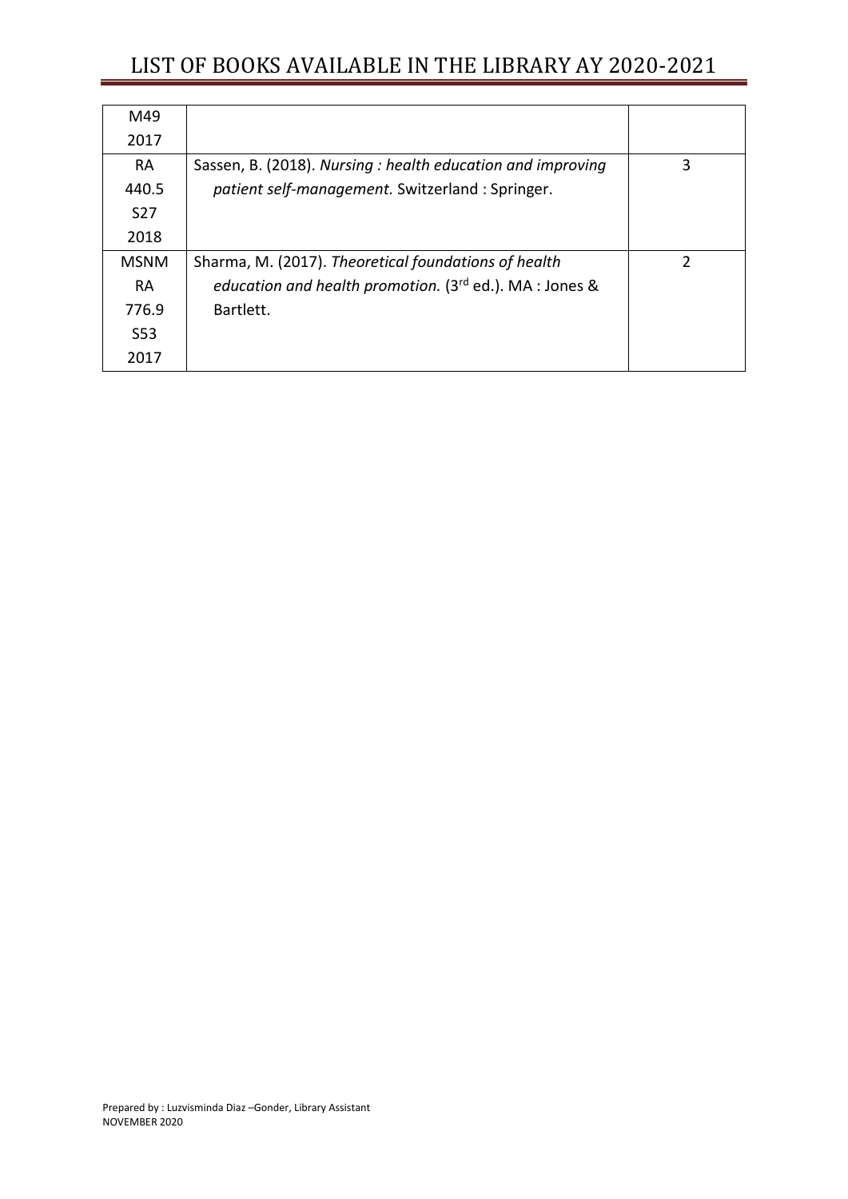| | | |
|---|---|---|
| M49 2017 | | |
| RA 440.5 S27 2018 | Sassen, B. (2018). *Nursing : health education and improving patient self-management.* Switzerland : Springer. | 3 |
| MSNM RA 776.9 S53 2017 | Sharma, M. (2017). *Theoretical foundations of health education and health promotion.* (3rd ed.). MA : Jones & Bartlett. | 2 |

Prepared by : Luzvisminda Diaz –Gonder, Library Assistant
NOVEMBER 2020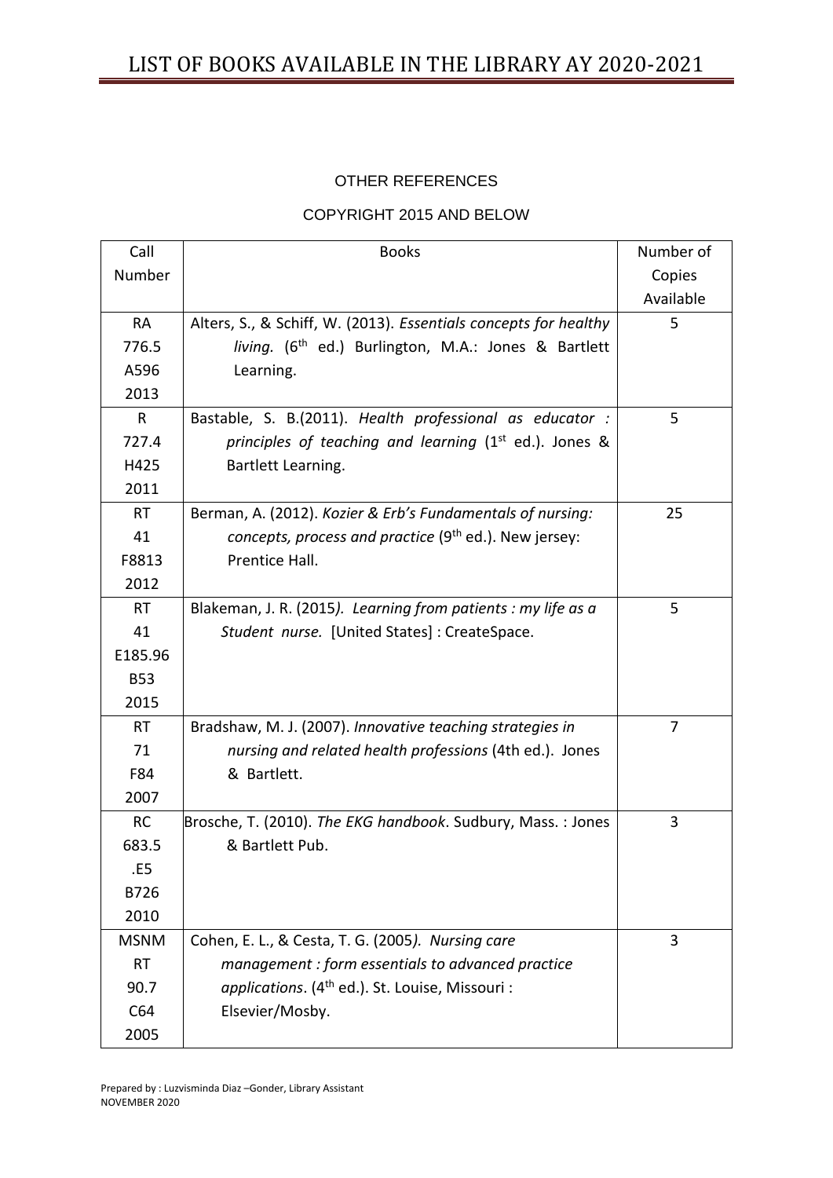OTHER REFERENCES

COPYRIGHT 2015 AND BELOW

| Call Number | Books | Number of Copies Available |
|---|---|---|
| RA 776.5 A596 2013 | Alters, S., & Schiff, W. (2013). *Essentials concepts for healthy living.* (6th ed.) Burlington, M.A.: Jones & Bartlett Learning. | 5 |
| R 727.4 H425 2011 | Bastable, S. B.(2011). *Health professional as educator : principles of teaching and learning* (1st ed.). Jones & Bartlett Learning. | 5 |
| RT 41 F8813 2012 | Berman, A. (2012). *Kozier & Erb's Fundamentals of nursing: concepts, process and practice* (9th ed.). New jersey: Prentice Hall. | 25 |
| RT 41 E185.96 B53 2015 | Blakeman, J. R. (2015*). Learning from patients : my life as a Student nurse.* [United States] : CreateSpace. | 5 |
| RT 71 F84 2007 | Bradshaw, M. J. (2007). *Innovative teaching strategies in nursing and related health professions* (4th ed.). Jones & Bartlett. | 7 |
| RC 683.5 .E5 B726 2010 | Brosche, T. (2010). *The EKG handbook*. Sudbury, Mass. : Jones & Bartlett Pub. | 3 |
| MSNM RT 90.7 C64 2005 | Cohen, E. L., & Cesta, T. G. (2005*). Nursing care management : form essentials to advanced practice applications*. (4th ed.). St. Louise, Missouri : Elsevier/Mosby. | 3 |

Prepared by : Luzvisminda Diaz –Gonder, Library Assistant
NOVEMBER 2020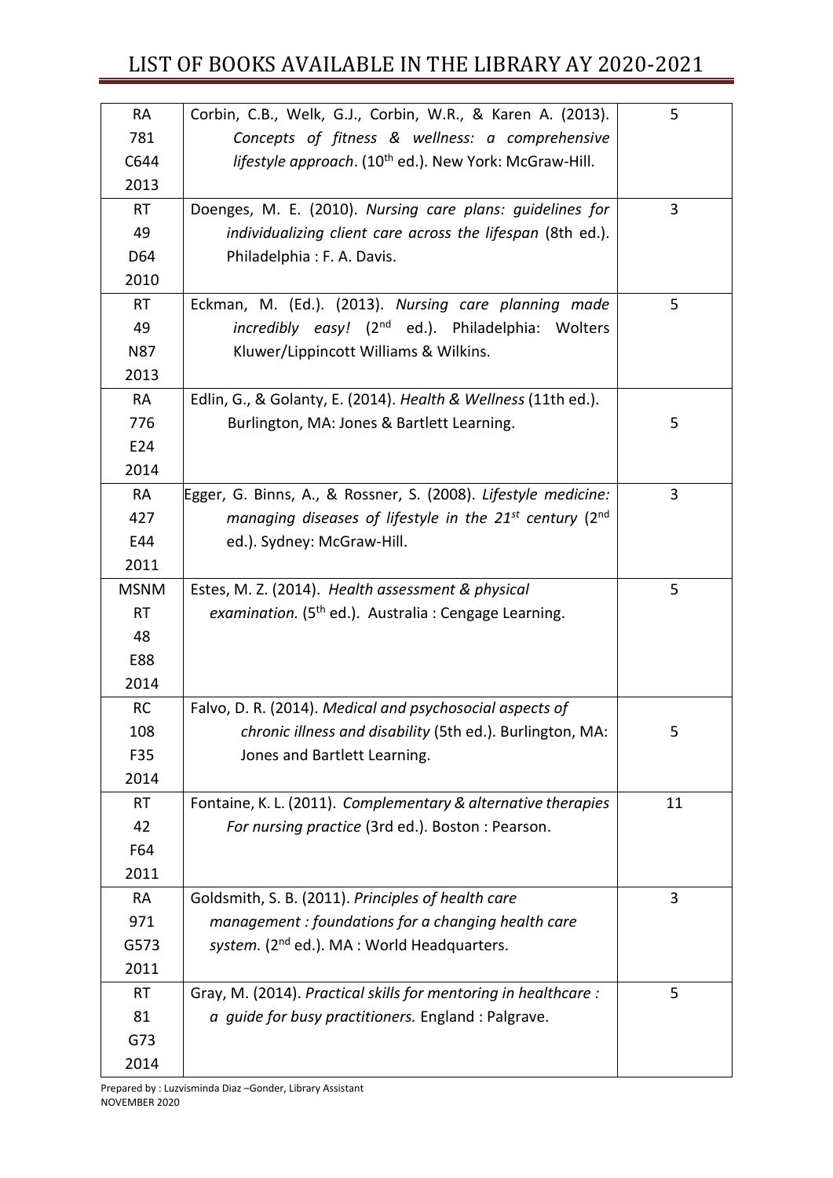| RA 781 C644 2013 | Corbin, C.B., Welk, G.J., Corbin, W.R., & Karen A. (2013). *Concepts of fitness & wellness: a comprehensive lifestyle approach*. (10th ed.). New York: McGraw-Hill. | 5 |
|---|---|---|
| RT 49 D64 2010 | Doenges, M. E. (2010). *Nursing care plans: guidelines for individualizing client care across the lifespan* (8th ed.). Philadelphia : F. A. Davis. | 3 |
| RT 49 N87 2013 | Eckman, M. (Ed.). (2013). *Nursing care planning made incredibly easy!* (2nd ed.). Philadelphia: Wolters Kluwer/Lippincott Williams & Wilkins. | 5 |
| RA 776 E24 2014 | Edlin, G., & Golanty, E. (2014). *Health & Wellness* (11th ed.). Burlington, MA: Jones & Bartlett Learning. | 5 |
| RA 427 E44 2011 | Egger, G. Binns, A., & Rossner, S. (2008). *Lifestyle medicine: managing diseases of lifestyle in the 21st century* (2nd ed.). Sydney: McGraw-Hill. | 3 |
| MSNM RT 48 E88 2014 | Estes, M. Z. (2014). *Health assessment & physical examination.* (5th ed.). Australia : Cengage Learning. | 5 |
| RC 108 F35 2014 | Falvo, D. R. (2014). *Medical and psychosocial aspects of chronic illness and disability* (5th ed.). Burlington, MA: Jones and Bartlett Learning. | 5 |
| RT 42 F64 2011 | Fontaine, K. L. (2011). *Complementary & alternative therapies For nursing practice* (3rd ed.). Boston : Pearson. | 11 |
| RA 971 G573 2011 | Goldsmith, S. B. (2011). *Principles of health care management : foundations for a changing health care system.* (2nd ed.). MA : World Headquarters. | 3 |
| RT 81 G73 2014 | Gray, M. (2014). *Practical skills for mentoring in healthcare : a guide for busy practitioners.* England : Palgrave. | 5 |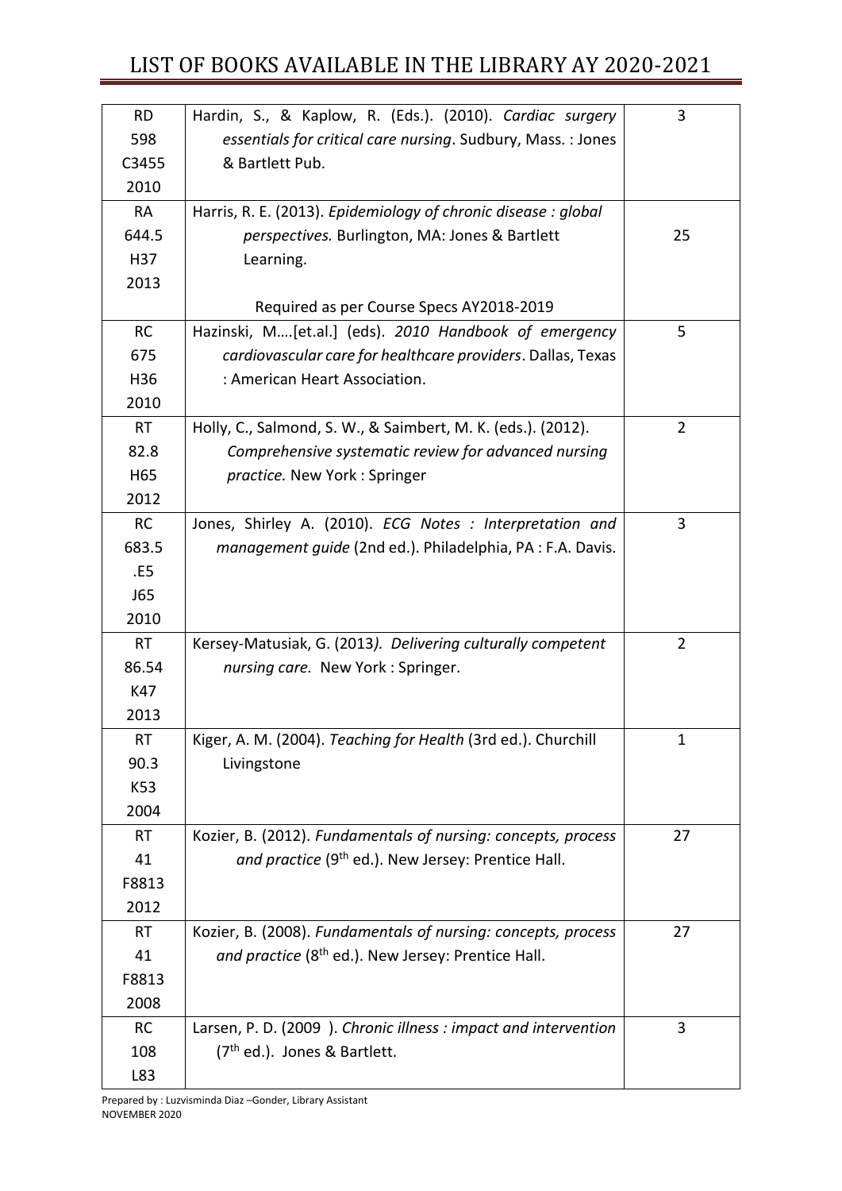| | | |
|---|---|---|
| RD 598 C3455 2010 | Hardin, S., & Kaplow, R. (Eds.). (2010). *Cardiac surgery essentials for critical care nursing*. Sudbury, Mass. : Jones & Bartlett Pub. | 3 |
| RA 644.5 H37 2013 | Harris, R. E. (2013). *Epidemiology of chronic disease : global perspectives.* Burlington, MA: Jones & Bartlett Learning. <br><br> Required as per Course Specs AY2018-2019 | 25 |
| RC 675 H36 2010 | Hazinski, M….[et.al.] (eds). *2010 Handbook of emergency cardiovascular care for healthcare providers*. Dallas, Texas : American Heart Association. | 5 |
| RT 82.8 H65 2012 | Holly, C., Salmond, S. W., & Saimbert, M. K. (eds.). (2012). *Comprehensive systematic review for advanced nursing practice.* New York : Springer | 2 |
| RC 683.5 .E5 J65 2010 | Jones, Shirley A. (2010). *ECG Notes : Interpretation and management guide* (2nd ed.). Philadelphia, PA : F.A. Davis. | 3 |
| RT 86.54 K47 2013 | Kersey-Matusiak, G. (2013*). Delivering culturally competent nursing care.* New York : Springer. | 2 |
| RT 90.3 K53 2004 | Kiger, A. M. (2004). *Teaching for Health* (3rd ed.). Churchill Livingstone | 1 |
| RT 41 F8813 2012 | Kozier, B. (2012). *Fundamentals of nursing: concepts, process and practice* (9th ed.). New Jersey: Prentice Hall. | 27 |
| RT 41 F8813 2008 | Kozier, B. (2008). *Fundamentals of nursing: concepts, process and practice* (8th ed.). New Jersey: Prentice Hall. | 27 |
| RC 108 L83 | Larsen, P. D. (2009 ). *Chronic illness : impact and intervention* (7th ed.). Jones & Bartlett. | 3 |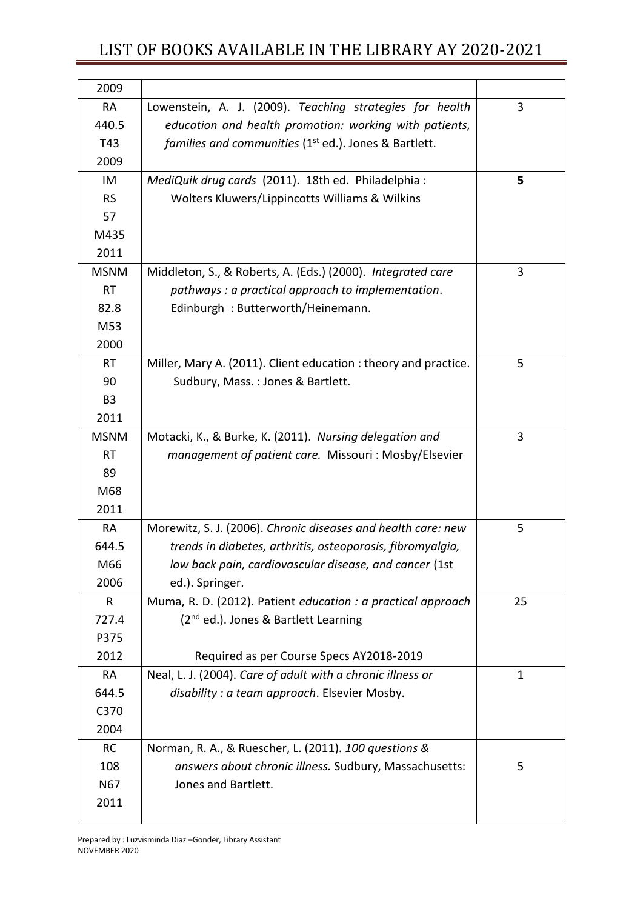| | | |
|---|---|---|
| 2009 | | |
| RA 440.5 T43 2009 | Lowenstein, A. J. (2009). *Teaching strategies for health education and health promotion: working with patients, families and communities* (1st ed.). Jones & Bartlett. | 3 |
| IM RS 57 M435 2011 | *MediQuik drug cards* (2011). 18th ed. Philadelphia : Wolters Kluwers/Lippincotts Williams & Wilkins | **5** |
| MSNM RT 82.8 M53 2000 | Middleton, S., & Roberts, A. (Eds.) (2000). *Integrated care pathways : a practical approach to implementation*. Edinburgh : Butterworth/Heinemann. | 3 |
| RT 90 B3 2011 | Miller, Mary A. (2011). Client education : theory and practice. Sudbury, Mass. : Jones & Bartlett. | 5 |
| MSNM RT 89 M68 2011 | Motacki, K., & Burke, K. (2011). *Nursing delegation and management of patient care.* Missouri : Mosby/Elsevier | 3 |
| RA 644.5 M66 2006 | Morewitz, S. J. (2006). *Chronic diseases and health care: new trends in diabetes, arthritis, osteoporosis, fibromyalgia, low back pain, cardiovascular disease, and cancer* (1st ed.). Springer. | 5 |
| R 727.4 P375 2012 | Muma, R. D. (2012). Patient *education : a practical approach* (2nd ed.). Jones & Bartlett Learning<br><br>Required as per Course Specs AY2018-2019 | 25 |
| RA 644.5 C370 2004 | Neal, L. J. (2004). *Care of adult with a chronic illness or disability : a team approach*. Elsevier Mosby. | 1 |
| RC 108 N67 2011 | Norman, R. A., & Ruescher, L. (2011). *100 questions & answers about chronic illness.* Sudbury, Massachusetts: Jones and Bartlett. | 5 |

Prepared by : Luzvisminda Diaz –Gonder, Library Assistant
NOVEMBER 2020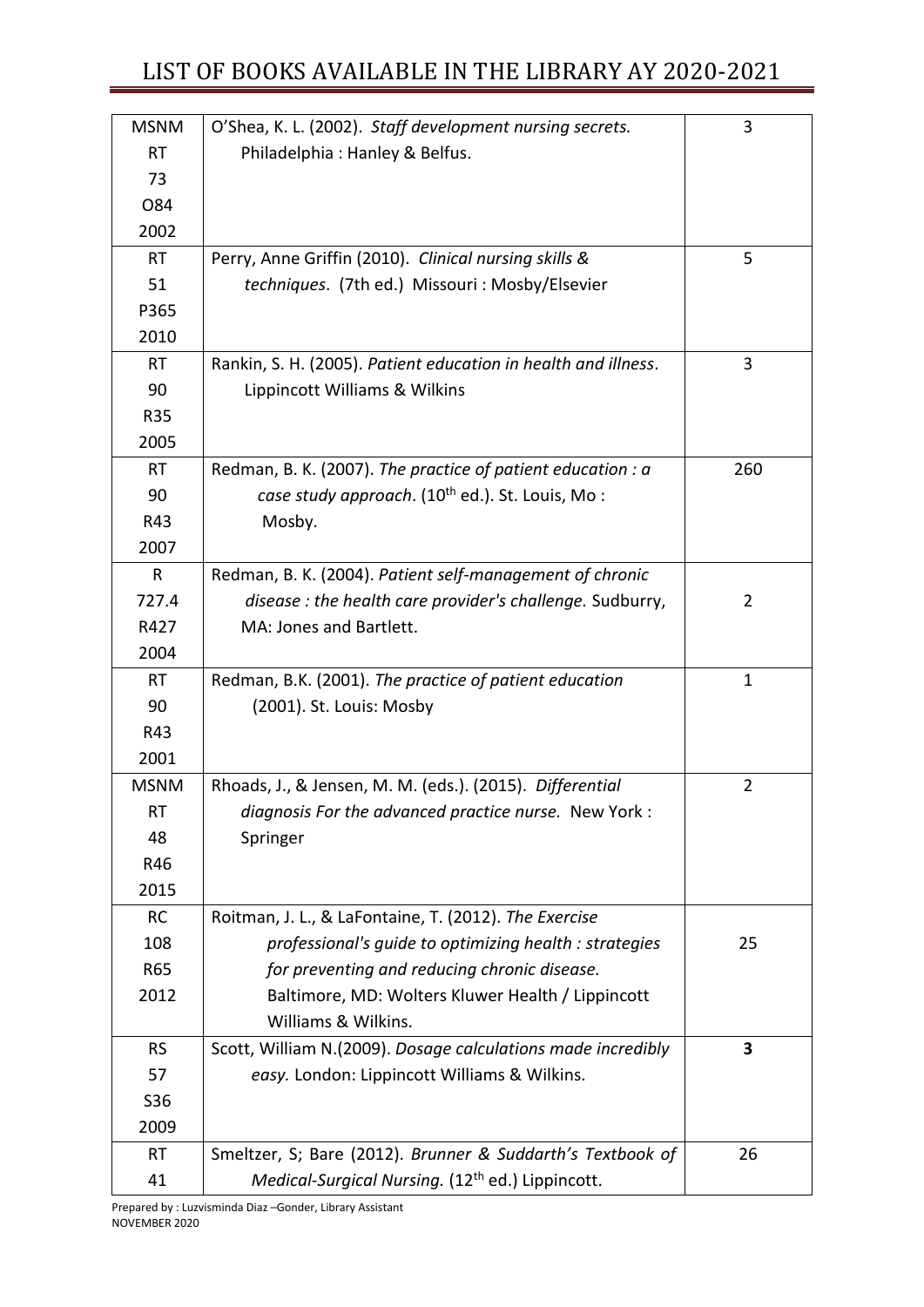# LIST OF BOOKS AVAILABLE IN THE LIBRARY AY 2020-2021

| | | |
|---|---|---|
| MSNM RT 73 O84 2002 | O'Shea, K. L. (2002). *Staff development nursing secrets.* Philadelphia : Hanley & Belfus. | 3 |
| RT 51 P365 2010 | Perry, Anne Griffin (2010). *Clinical nursing skills & techniques*. (7th ed.) Missouri : Mosby/Elsevier | 5 |
| RT 90 R35 2005 | Rankin, S. H. (2005). *Patient education in health and illness*. Lippincott Williams & Wilkins | 3 |
| RT 90 R43 2007 | Redman, B. K. (2007). *The practice of patient education : a case study approach*. (10th ed.). St. Louis, Mo : Mosby. | 260 |
| R 727.4 R427 2004 | Redman, B. K. (2004). *Patient self-management of chronic disease : the health care provider's challenge.* Sudburry, MA: Jones and Bartlett. | 2 |
| RT 90 R43 2001 | Redman, B.K. (2001). *The practice of patient education* (2001). St. Louis: Mosby | 1 |
| MSNM RT 48 R46 2015 | Rhoads, J., & Jensen, M. M. (eds.). (2015). *Differential diagnosis For the advanced practice nurse.* New York : Springer | 2 |
| RC 108 R65 2012 | Roitman, J. L., & LaFontaine, T. (2012). *The Exercise professional's guide to optimizing health : strategies for preventing and reducing chronic disease.* Baltimore, MD: Wolters Kluwer Health / Lippincott Williams & Wilkins. | 25 |
| RS 57 S36 2009 | Scott, William N.(2009). *Dosage calculations made incredibly easy.* London: Lippincott Williams & Wilkins. | **3** |
| RT 41 | Smeltzer, S; Bare (2012). *Brunner & Suddarth's Textbook of Medical-Surgical Nursing.* (12th ed.) Lippincott. | 26 |

Prepared by : Luzvisminda Diaz –Gonder, Library Assistant
NOVEMBER 2020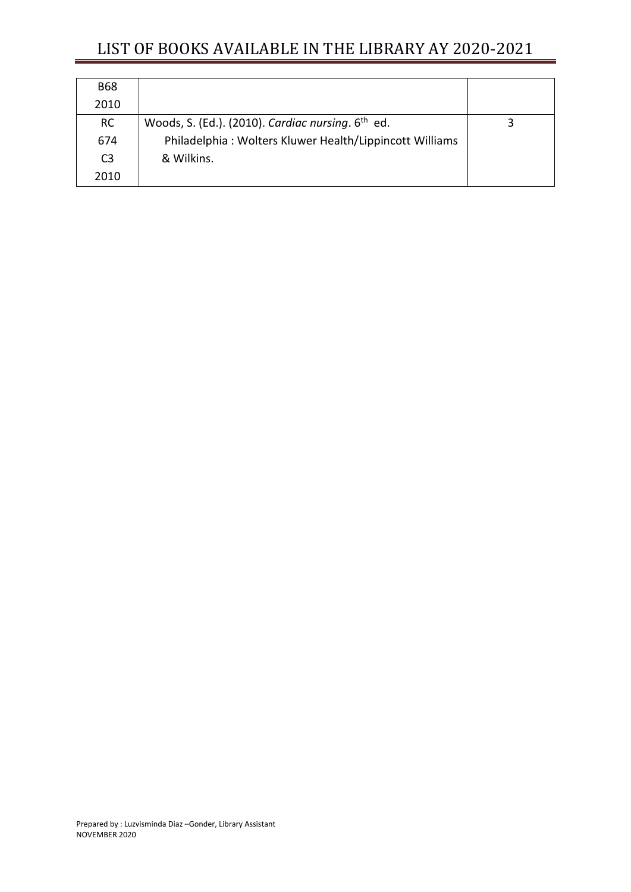| | | |
|---|---|---|
| B68 2010 | | |
| RC 674 C3 2010 | Woods, S. (Ed.). (2010). *Cardiac nursing*. 6th ed. Philadelphia : Wolters Kluwer Health/Lippincott Williams & Wilkins. | 3 |

Prepared by : Luzvisminda Diaz –Gonder, Library Assistant
NOVEMBER 2020